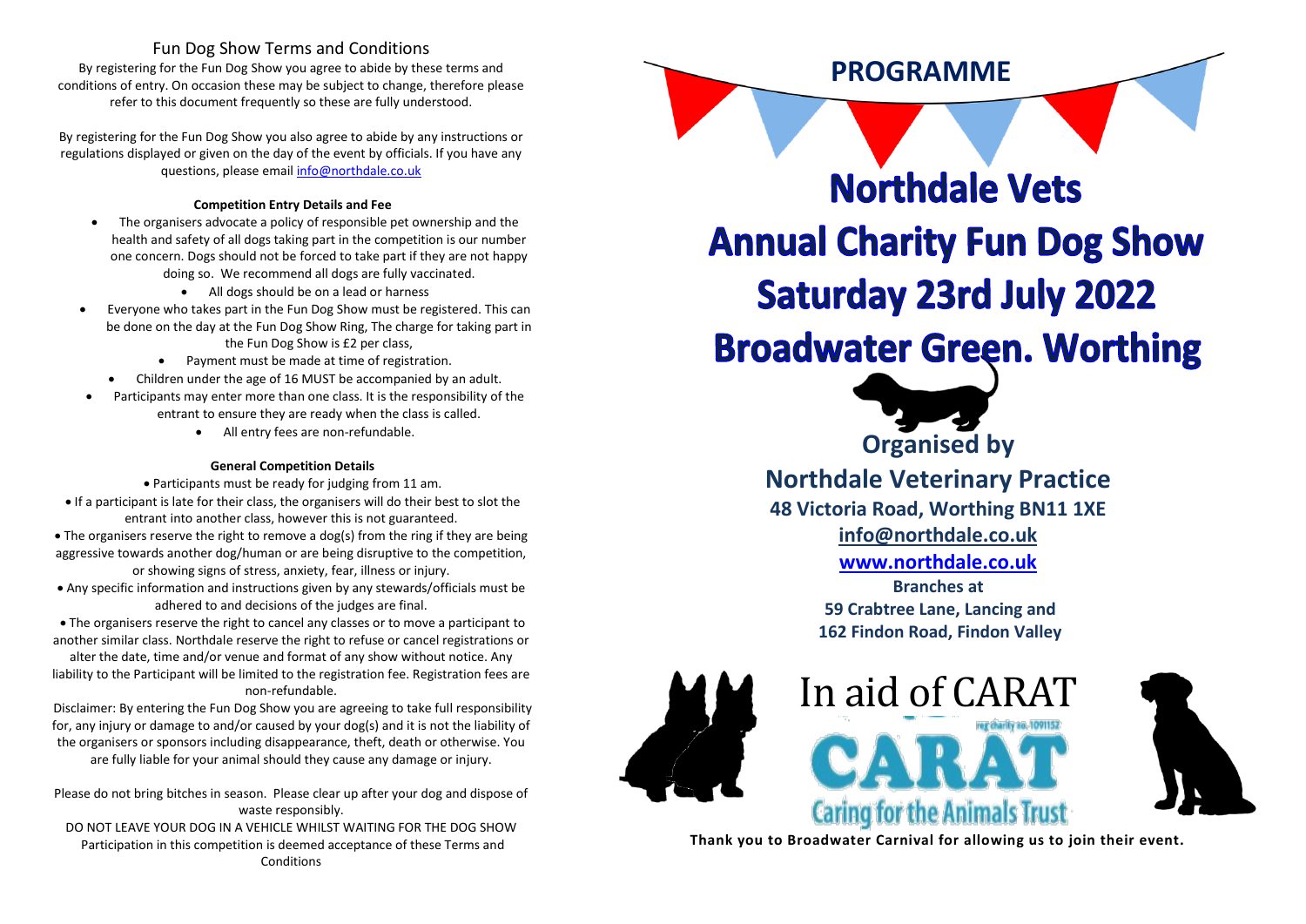## Fun Dog Show Terms and Conditions

By registering for the Fun Dog Show you agree to abide by these terms and conditions of entry. On occasion these may be subject to change, therefore please refer to this document frequently so these are fully understood.

By registering for the Fun Dog Show you also agree to abide by any instructions or regulations displayed or given on the day of the event by officials. If you have any questions, please email info@northdale.co.uk

### Competition Entry Details and Fee

- The organisers advocate a policy of responsible pet ownership and the health and safety of all dogs taking part in the competition is our number one concern. Dogs should not be forced to take part if they are not happy doing so. We recommend all dogs are fully vaccinated.
- All dogs should be on a lead or harness
- Everyone who takes part in the Fun Dog Show must be registered. This can be done on the day at the Fun Dog Show Ring, The charge for taking part in the Fun Dog Show is £2 per class,
- Payment must be made at time of registration.
- Children under the age of 16 MUST be accompanied by an adult.
- Participants may enter more than one class. It is the responsibility of the entrant to ensure they are ready when the class is called.
- All entry fees are non-refundable.

### General Competition Details

- Participants must be ready for judging from 11 am.
- If a participant is late for their class, the organisers will do their best to slot the entrant into another class, however this is not guaranteed.
- The organisers reserve the right to remove a dog(s) from the ring if they are being aggressive towards another dog/human or are being disruptive to the competition, or showing signs of stress, anxiety, fear, illness or injury.
- Any specific information and instructions given by any stewards/officials must be adhered to and decisions of the judges are final.
- The organisers reserve the right to cancel any classes or to move a participant to another similar class. Northdale reserve the right to refuse or cancel registrations or alter the date, time and/or venue and format of any show without notice. Any liability to the Participant will be limited to the registration fee. Registration fees are non-refundable.

Disclaimer: By entering the Fun Dog Show you are agreeing to take full responsibility for, any injury or damage to and/or caused by your dog(s) and it is not the liability of the organisers or sponsors including disappearance, theft, death or otherwise. You are fully liable for your animal should they cause any damage or injury.

Please do not bring bitches in season. Please clear up after your dog and dispose of waste responsibly.

DO NOT LEAVE YOUR DOG IN A VEHICLE WHILST WAITING FOR THE DOG SHOW

Participation in this competition is deemed acceptance of these Terms and Conditions

# PROGRAMME

# Northdale Vets Annual Charity Fun Dog Show Saturday 23rd July 2022 Broadwater Green. Worthing

## Organised by

## Northdale Veterinary Practice

**48 Victoria Road, Worthing BN11 1XE**

**info@northdale.co.uk**

**www.northdale.co.uk**

**Branches at**
**59 Crabtree Lane, Lancing and**
**162 Findon Road, Findon Valley**

# In aid of CARAT

reg charity no. 1091152

CARAT

Caring for the Animals Trust

**Thank you to Broadwater Carnival for allowing us to join their event.**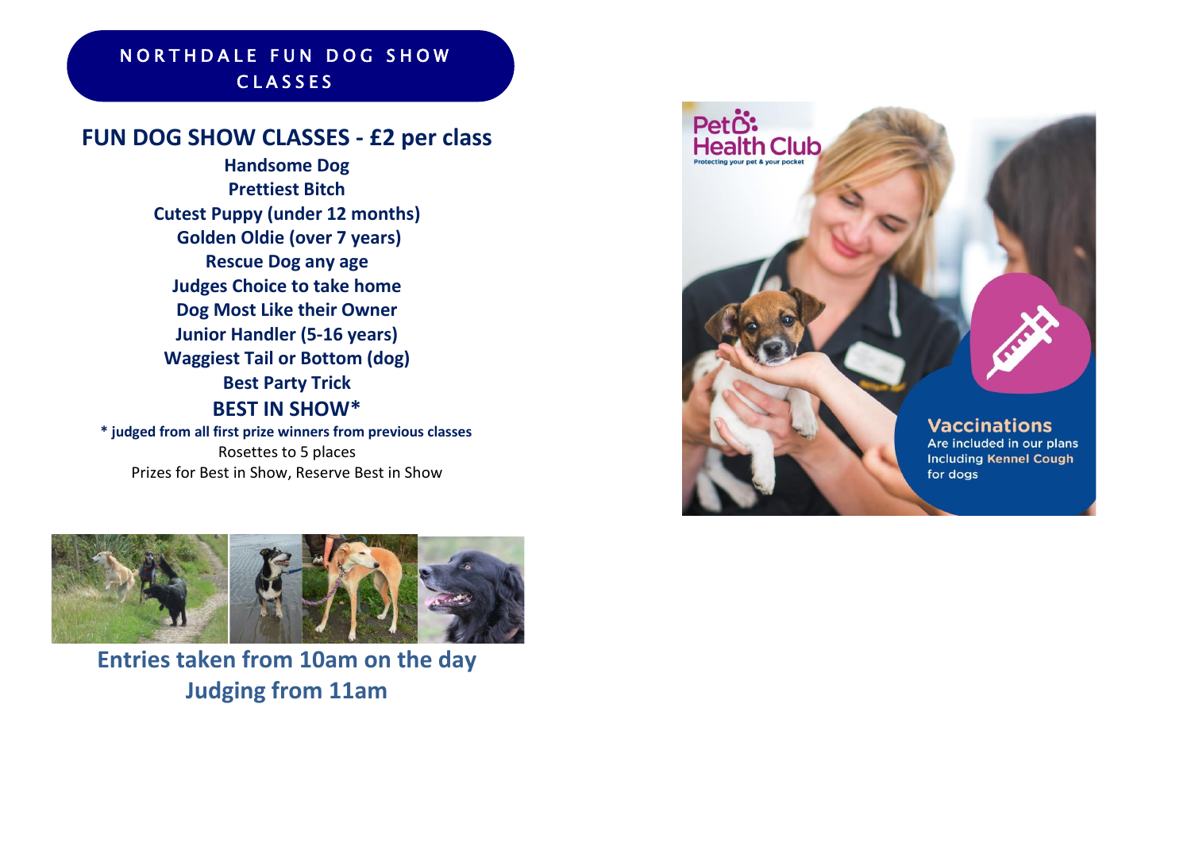# NORTHDALE FUN DOG SHOW CLASSES

## FUN DOG SHOW CLASSES - £2 per class

**Handsome Dog**
**Prettiest Bitch**
**Cutest Puppy (under 12 months)**
**Golden Oldie (over 7 years)**
**Rescue Dog any age**
**Judges Choice to take home**
**Dog Most Like their Owner**
**Junior Handler (5-16 years)**
**Waggiest Tail or Bottom (dog)**
**Best Party Trick**

**BEST IN SHOW***

**\* judged from all first prize winners from previous classes**

Rosettes to 5 places

Prizes for Best in Show, Reserve Best in Show

**Entries taken from 10am on the day**
**Judging from 11am**

Pet Health Club
Protecting your pet & your pocket

**Vaccinations**
Are included in our plans
Including **Kennel Cough**
for dogs